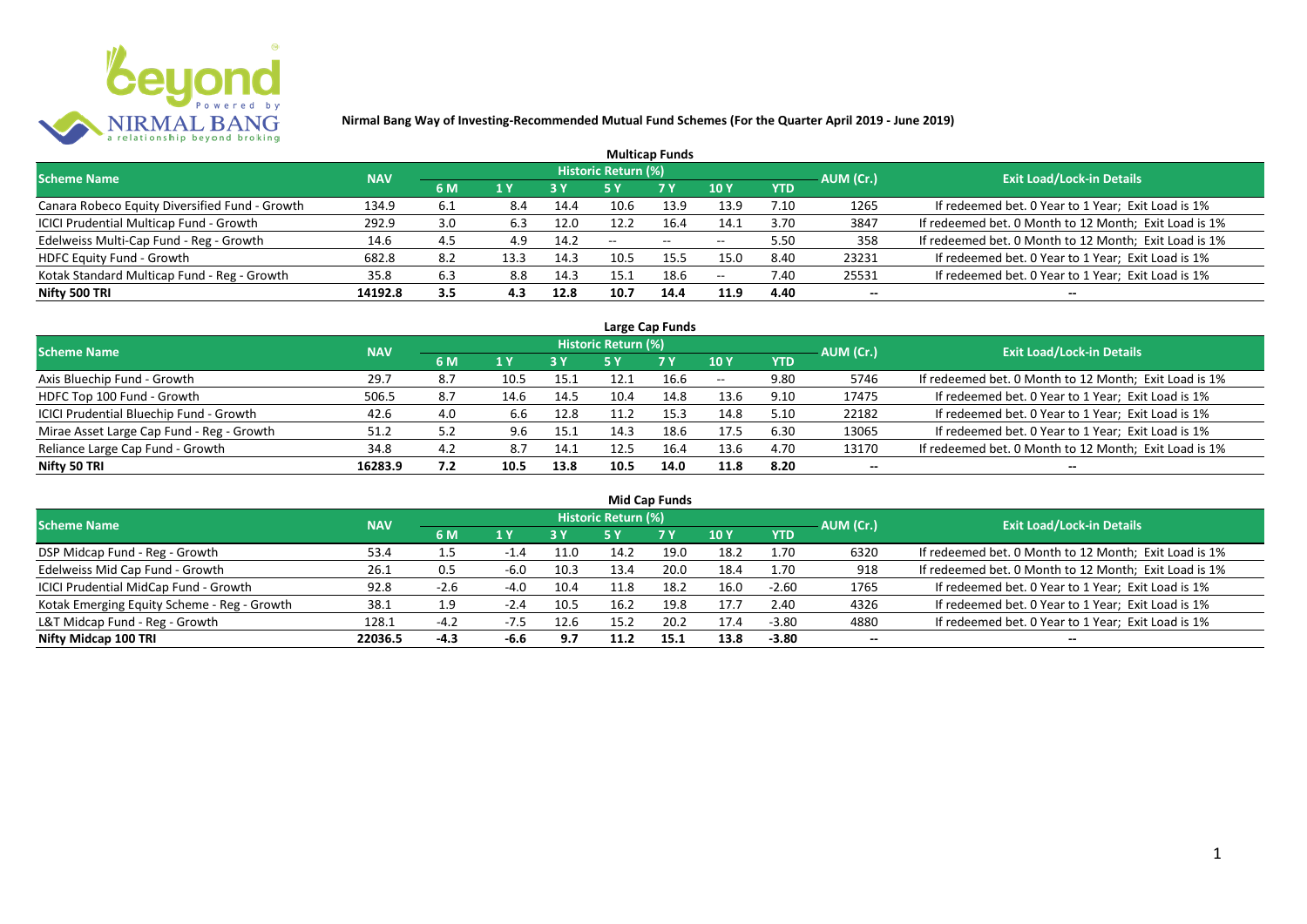# Nirmal Bang Way of Investing-Recommended Mutual Fund Schemes (For the Quarter April 2019 - June 2019)

## Multicap Funds

| Scheme Name | NAV | Historic Return (%) | | | | | | | AUM (Cr.) | Exit Load/Lock-in Details |
|---|---|---|---|---|---|---|---|---|---|---|
| | | 6 M | 1 Y | 3 Y | 5 Y | 7 Y | 10 Y | YTD | | |
| Canara Robeco Equity Diversified Fund - Growth | 134.9 | 6.1 | 8.4 | 14.4 | 10.6 | 13.9 | 13.9 | 7.10 | 1265 | If redeemed bet. 0 Year to 1 Year; Exit Load is 1% |
| ICICI Prudential Multicap Fund - Growth | 292.9 | 3.0 | 6.3 | 12.0 | 12.2 | 16.4 | 14.1 | 3.70 | 3847 | If redeemed bet. 0 Month to 12 Month; Exit Load is 1% |
| Edelweiss Multi-Cap Fund - Reg - Growth | 14.6 | 4.5 | 4.9 | 14.2 | -- | -- | -- | 5.50 | 358 | If redeemed bet. 0 Month to 12 Month; Exit Load is 1% |
| HDFC Equity Fund - Growth | 682.8 | 8.2 | 13.3 | 14.3 | 10.5 | 15.5 | 15.0 | 8.40 | 23231 | If redeemed bet. 0 Year to 1 Year; Exit Load is 1% |
| Kotak Standard Multicap Fund - Reg - Growth | 35.8 | 6.3 | 8.8 | 14.3 | 15.1 | 18.6 | -- | 7.40 | 25531 | If redeemed bet. 0 Year to 1 Year; Exit Load is 1% |
| **Nifty 500 TRI** | **14192.8** | **3.5** | **4.3** | **12.8** | **10.7** | **14.4** | **11.9** | **4.40** | **--** | **--** |

## Large Cap Funds

| Scheme Name | NAV | Historic Return (%) | | | | | | | AUM (Cr.) | Exit Load/Lock-in Details |
|---|---|---|---|---|---|---|---|---|---|---|
| | | 6 M | 1 Y | 3 Y | 5 Y | 7 Y | 10 Y | YTD | | |
| Axis Bluechip Fund - Growth | 29.7 | 8.7 | 10.5 | 15.1 | 12.1 | 16.6 | -- | 9.80 | 5746 | If redeemed bet. 0 Month to 12 Month; Exit Load is 1% |
| HDFC Top 100 Fund - Growth | 506.5 | 8.7 | 14.6 | 14.5 | 10.4 | 14.8 | 13.6 | 9.10 | 17475 | If redeemed bet. 0 Year to 1 Year; Exit Load is 1% |
| ICICI Prudential Bluechip Fund - Growth | 42.6 | 4.0 | 6.6 | 12.8 | 11.2 | 15.3 | 14.8 | 5.10 | 22182 | If redeemed bet. 0 Year to 1 Year; Exit Load is 1% |
| Mirae Asset Large Cap Fund - Reg - Growth | 51.2 | 5.2 | 9.6 | 15.1 | 14.3 | 18.6 | 17.5 | 6.30 | 13065 | If redeemed bet. 0 Year to 1 Year; Exit Load is 1% |
| Reliance Large Cap Fund - Growth | 34.8 | 4.2 | 8.7 | 14.1 | 12.5 | 16.4 | 13.6 | 4.70 | 13170 | If redeemed bet. 0 Month to 12 Month; Exit Load is 1% |
| **Nifty 50 TRI** | **16283.9** | **7.2** | **10.5** | **13.8** | **10.5** | **14.0** | **11.8** | **8.20** | **--** | **--** |

## Mid Cap Funds

| Scheme Name | NAV | Historic Return (%) | | | | | | | AUM (Cr.) | Exit Load/Lock-in Details |
|---|---|---|---|---|---|---|---|---|---|---|
| | | 6 M | 1 Y | 3 Y | 5 Y | 7 Y | 10 Y | YTD | | |
| DSP Midcap Fund - Reg - Growth | 53.4 | 1.5 | -1.4 | 11.0 | 14.2 | 19.0 | 18.2 | 1.70 | 6320 | If redeemed bet. 0 Month to 12 Month; Exit Load is 1% |
| Edelweiss Mid Cap Fund - Growth | 26.1 | 0.5 | -6.0 | 10.3 | 13.4 | 20.0 | 18.4 | 1.70 | 918 | If redeemed bet. 0 Month to 12 Month; Exit Load is 1% |
| ICICI Prudential MidCap Fund - Growth | 92.8 | -2.6 | -4.0 | 10.4 | 11.8 | 18.2 | 16.0 | -2.60 | 1765 | If redeemed bet. 0 Year to 1 Year; Exit Load is 1% |
| Kotak Emerging Equity Scheme - Reg - Growth | 38.1 | 1.9 | -2.4 | 10.5 | 16.2 | 19.8 | 17.7 | 2.40 | 4326 | If redeemed bet. 0 Year to 1 Year; Exit Load is 1% |
| L&T Midcap Fund - Reg - Growth | 128.1 | -4.2 | -7.5 | 12.6 | 15.2 | 20.2 | 17.4 | -3.80 | 4880 | If redeemed bet. 0 Year to 1 Year; Exit Load is 1% |
| **Nifty Midcap 100 TRI** | **22036.5** | **-4.3** | **-6.6** | **9.7** | **11.2** | **15.1** | **13.8** | **-3.80** | **--** | **--** |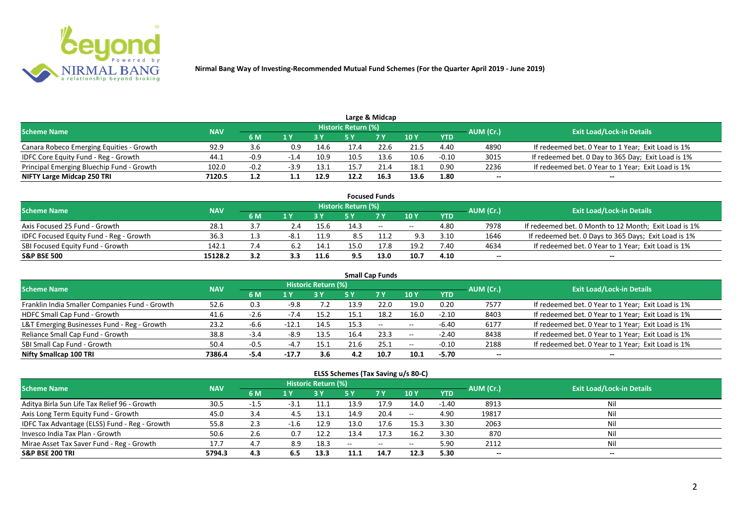Nirmal Bang Way of Investing-Recommended Mutual Fund Schemes (For the Quarter April 2019 - June 2019)

## Large & Midcap

| Scheme Name | NAV | Historic Return (%) | | | | | | | AUM (Cr.) | Exit Load/Lock-in Details |
|---|---|---|---|---|---|---|---|---|---|---|
| | | 6 M | 1 Y | 3 Y | 5 Y | 7 Y | 10 Y | YTD | | |
| Canara Robeco Emerging Equities - Growth | 92.9 | 3.6 | 0.9 | 14.6 | 17.4 | 22.6 | 21.5 | 4.40 | 4890 | If redeemed bet. 0 Year to 1 Year; Exit Load is 1% |
| IDFC Core Equity Fund - Reg - Growth | 44.1 | -0.9 | -1.4 | 10.9 | 10.5 | 13.6 | 10.6 | -0.10 | 3015 | If redeemed bet. 0 Day to 365 Day; Exit Load is 1% |
| Principal Emerging Bluechip Fund - Growth | 102.0 | -0.2 | -3.9 | 13.1 | 15.7 | 21.4 | 18.1 | 0.90 | 2236 | If redeemed bet. 0 Year to 1 Year; Exit Load is 1% |
| **NIFTY Large Midcap 250 TRI** | **7120.5** | **1.2** | **1.1** | **12.9** | **12.2** | **16.3** | **13.6** | **1.80** | -- | -- |

## Focused Funds

| Scheme Name | NAV | Historic Return (%) | | | | | | | AUM (Cr.) | Exit Load/Lock-in Details |
|---|---|---|---|---|---|---|---|---|---|---|
| | | 6 M | 1 Y | 3 Y | 5 Y | 7 Y | 10 Y | YTD | | |
| Axis Focused 25 Fund - Growth | 28.1 | 3.7 | 2.4 | 15.6 | 14.3 | -- | -- | 4.80 | 7978 | If redeemed bet. 0 Month to 12 Month; Exit Load is 1% |
| IDFC Focused Equity Fund - Reg - Growth | 36.3 | 1.3 | -8.1 | 11.9 | 8.5 | 11.2 | 9.3 | 3.10 | 1646 | If redeemed bet. 0 Days to 365 Days; Exit Load is 1% |
| SBI Focused Equity Fund - Growth | 142.1 | 7.4 | 6.2 | 14.1 | 15.0 | 17.8 | 19.2 | 7.40 | 4634 | If redeemed bet. 0 Year to 1 Year; Exit Load is 1% |
| **S&P BSE 500** | **15128.2** | **3.2** | **3.3** | **11.6** | **9.5** | **13.0** | **10.7** | **4.10** | -- | -- |

## Small Cap Funds

| Scheme Name | NAV | Historic Return (%) | | | | | | | AUM (Cr.) | Exit Load/Lock-in Details |
|---|---|---|---|---|---|---|---|---|---|---|
| | | 6 M | 1 Y | 3 Y | 5 Y | 7 Y | 10 Y | YTD | | |
| Franklin India Smaller Companies Fund - Growth | 52.6 | 0.3 | -9.8 | 7.2 | 13.9 | 22.0 | 19.0 | 0.20 | 7577 | If redeemed bet. 0 Year to 1 Year; Exit Load is 1% |
| HDFC Small Cap Fund - Growth | 41.6 | -2.6 | -7.4 | 15.2 | 15.1 | 18.2 | 16.0 | -2.10 | 8403 | If redeemed bet. 0 Year to 1 Year; Exit Load is 1% |
| L&T Emerging Businesses Fund - Reg - Growth | 23.2 | -6.6 | -12.1 | 14.5 | 15.3 | -- | -- | -6.40 | 6177 | If redeemed bet. 0 Year to 1 Year; Exit Load is 1% |
| Reliance Small Cap Fund - Growth | 38.8 | -3.4 | -8.9 | 13.5 | 16.4 | 23.3 | -- | -2.40 | 8438 | If redeemed bet. 0 Year to 1 Year; Exit Load is 1% |
| SBI Small Cap Fund - Growth | 50.4 | -0.5 | -4.7 | 15.1 | 21.6 | 25.1 | -- | -0.10 | 2188 | If redeemed bet. 0 Year to 1 Year; Exit Load is 1% |
| **Nifty Smallcap 100 TRI** | **7386.4** | **-5.4** | **-17.7** | **3.6** | **4.2** | **10.7** | **10.1** | **-5.70** | -- | -- |

## ELSS Schemes (Tax Saving u/s 80-C)

| Scheme Name | NAV | Historic Return (%) | | | | | | | AUM (Cr.) | Exit Load/Lock-in Details |
|---|---|---|---|---|---|---|---|---|---|---|
| | | 6 M | 1 Y | 3 Y | 5 Y | 7 Y | 10 Y | YTD | | |
| Aditya Birla Sun Life Tax Relief 96 - Growth | 30.5 | -1.5 | -3.1 | 11.1 | 13.9 | 17.9 | 14.0 | -1.40 | 8913 | Nil |
| Axis Long Term Equity Fund - Growth | 45.0 | 3.4 | 4.5 | 13.1 | 14.9 | 20.4 | -- | 4.90 | 19817 | Nil |
| IDFC Tax Advantage (ELSS) Fund - Reg - Growth | 55.8 | 2.3 | -1.6 | 12.9 | 13.0 | 17.6 | 15.3 | 3.30 | 2063 | Nil |
| Invesco India Tax Plan - Growth | 50.6 | 2.6 | 0.7 | 12.2 | 13.4 | 17.3 | 16.2 | 3.30 | 870 | Nil |
| Mirae Asset Tax Saver Fund - Reg - Growth | 17.7 | 4.7 | 8.9 | 18.3 | -- | -- | -- | 5.90 | 2112 | Nil |
| **S&P BSE 200 TRI** | **5794.3** | **4.3** | **6.5** | **13.3** | **11.1** | **14.7** | **12.3** | **5.30** | -- | -- |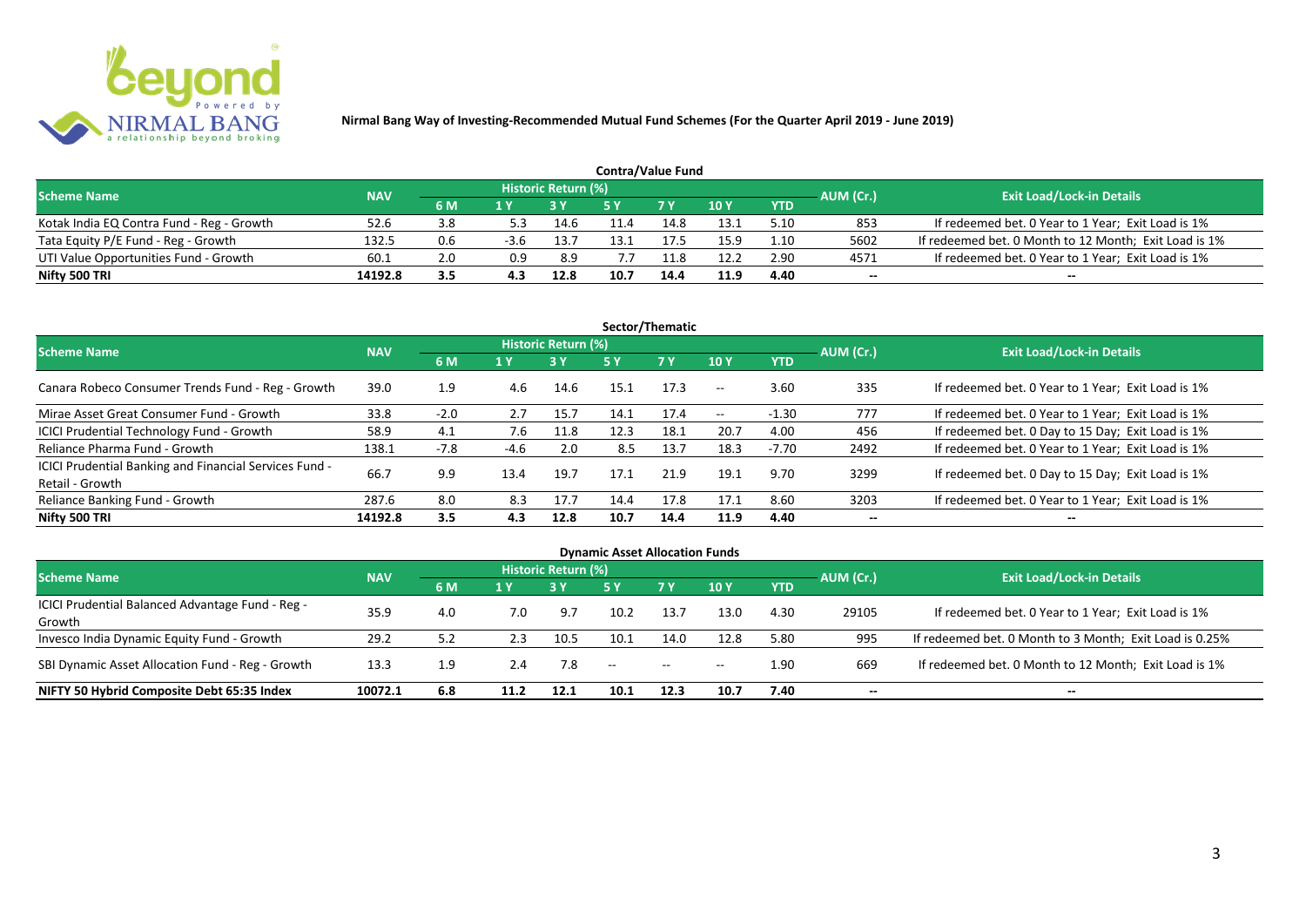Nirmal Bang Way of Investing-Recommended Mutual Fund Schemes (For the Quarter April 2019 - June 2019)

## Contra/Value Fund

| Scheme Name | NAV | Historic Return (%) | | | | | | | AUM (Cr.) | Exit Load/Lock-in Details |
|---|---|---|---|---|---|---|---|---|---|---|
| | | 6 M | 1 Y | 3 Y | 5 Y | 7 Y | 10 Y | YTD | | |
| Kotak India EQ Contra Fund - Reg - Growth | 52.6 | 3.8 | 5.3 | 14.6 | 11.4 | 14.8 | 13.1 | 5.10 | 853 | If redeemed bet. 0 Year to 1 Year; Exit Load is 1% |
| Tata Equity P/E Fund - Reg - Growth | 132.5 | 0.6 | -3.6 | 13.7 | 13.1 | 17.5 | 15.9 | 1.10 | 5602 | If redeemed bet. 0 Month to 12 Month; Exit Load is 1% |
| UTI Value Opportunities Fund - Growth | 60.1 | 2.0 | 0.9 | 8.9 | 7.7 | 11.8 | 12.2 | 2.90 | 4571 | If redeemed bet. 0 Year to 1 Year; Exit Load is 1% |
| **Nifty 500 TRI** | **14192.8** | **3.5** | **4.3** | **12.8** | **10.7** | **14.4** | **11.9** | **4.40** | **--** | **--** |

## Sector/Thematic

| Scheme Name | NAV | Historic Return (%) | | | | | | | AUM (Cr.) | Exit Load/Lock-in Details |
|---|---|---|---|---|---|---|---|---|---|---|
| | | 6 M | 1 Y | 3 Y | 5 Y | 7 Y | 10 Y | YTD | | |
| Canara Robeco Consumer Trends Fund - Reg - Growth | 39.0 | 1.9 | 4.6 | 14.6 | 15.1 | 17.3 | -- | 3.60 | 335 | If redeemed bet. 0 Year to 1 Year; Exit Load is 1% |
| Mirae Asset Great Consumer Fund - Growth | 33.8 | -2.0 | 2.7 | 15.7 | 14.1 | 17.4 | -- | -1.30 | 777 | If redeemed bet. 0 Year to 1 Year; Exit Load is 1% |
| ICICI Prudential Technology Fund - Growth | 58.9 | 4.1 | 7.6 | 11.8 | 12.3 | 18.1 | 20.7 | 4.00 | 456 | If redeemed bet. 0 Day to 15 Day; Exit Load is 1% |
| Reliance Pharma Fund - Growth | 138.1 | -7.8 | -4.6 | 2.0 | 8.5 | 13.7 | 18.3 | -7.70 | 2492 | If redeemed bet. 0 Year to 1 Year; Exit Load is 1% |
| ICICI Prudential Banking and Financial Services Fund - Retail - Growth | 66.7 | 9.9 | 13.4 | 19.7 | 17.1 | 21.9 | 19.1 | 9.70 | 3299 | If redeemed bet. 0 Day to 15 Day; Exit Load is 1% |
| Reliance Banking Fund - Growth | 287.6 | 8.0 | 8.3 | 17.7 | 14.4 | 17.8 | 17.1 | 8.60 | 3203 | If redeemed bet. 0 Year to 1 Year; Exit Load is 1% |
| **Nifty 500 TRI** | **14192.8** | **3.5** | **4.3** | **12.8** | **10.7** | **14.4** | **11.9** | **4.40** | **--** | **--** |

## Dynamic Asset Allocation Funds

| Scheme Name | NAV | Historic Return (%) | | | | | | | AUM (Cr.) | Exit Load/Lock-in Details |
|---|---|---|---|---|---|---|---|---|---|---|
| | | 6 M | 1 Y | 3 Y | 5 Y | 7 Y | 10 Y | YTD | | |
| ICICI Prudential Balanced Advantage Fund - Reg - Growth | 35.9 | 4.0 | 7.0 | 9.7 | 10.2 | 13.7 | 13.0 | 4.30 | 29105 | If redeemed bet. 0 Year to 1 Year; Exit Load is 1% |
| Invesco India Dynamic Equity Fund - Growth | 29.2 | 5.2 | 2.3 | 10.5 | 10.1 | 14.0 | 12.8 | 5.80 | 995 | If redeemed bet. 0 Month to 3 Month; Exit Load is 0.25% |
| SBI Dynamic Asset Allocation Fund - Reg - Growth | 13.3 | 1.9 | 2.4 | 7.8 | -- | -- | -- | 1.90 | 669 | If redeemed bet. 0 Month to 12 Month; Exit Load is 1% |
| **NIFTY 50 Hybrid Composite Debt 65:35 Index** | **10072.1** | **6.8** | **11.2** | **12.1** | **10.1** | **12.3** | **10.7** | **7.40** | **--** | **--** |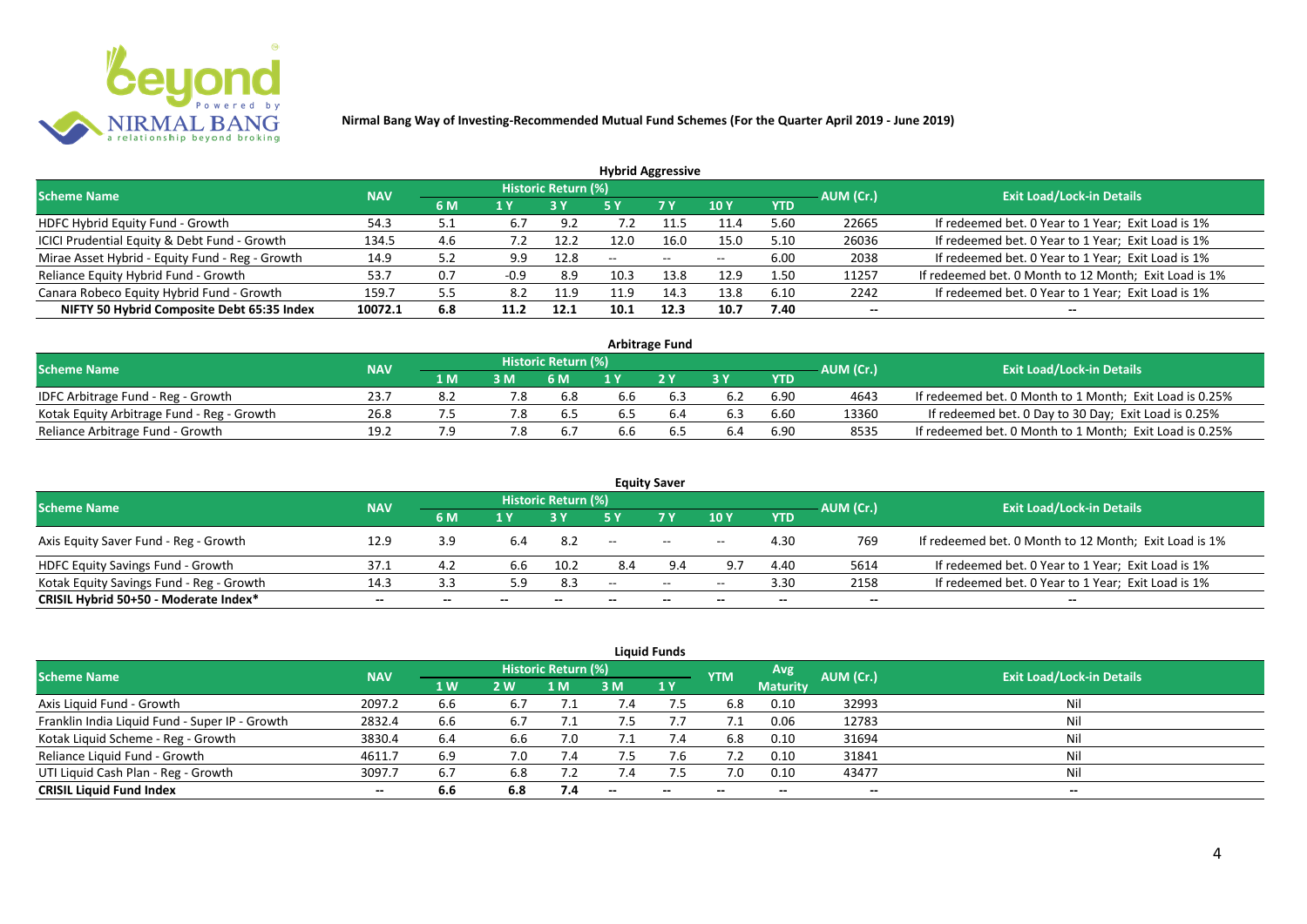**Nirmal Bang Way of Investing-Recommended Mutual Fund Schemes (For the Quarter April 2019 - June 2019)**

### Hybrid Aggressive

| Scheme Name | NAV | Historic Return (%) | | | | | | | AUM (Cr.) | Exit Load/Lock-in Details |
|---|---|---|---|---|---|---|---|---|---|---|
| | | 6 M | 1 Y | 3 Y | 5 Y | 7 Y | 10 Y | YTD | | |
| HDFC Hybrid Equity Fund - Growth | 54.3 | 5.1 | 6.7 | 9.2 | 7.2 | 11.5 | 11.4 | 5.60 | 22665 | If redeemed bet. 0 Year to 1 Year; Exit Load is 1% |
| ICICI Prudential Equity & Debt Fund - Growth | 134.5 | 4.6 | 7.2 | 12.2 | 12.0 | 16.0 | 15.0 | 5.10 | 26036 | If redeemed bet. 0 Year to 1 Year; Exit Load is 1% |
| Mirae Asset Hybrid - Equity Fund - Reg - Growth | 14.9 | 5.2 | 9.9 | 12.8 | -- | -- | -- | 6.00 | 2038 | If redeemed bet. 0 Year to 1 Year; Exit Load is 1% |
| Reliance Equity Hybrid Fund - Growth | 53.7 | 0.7 | -0.9 | 8.9 | 10.3 | 13.8 | 12.9 | 1.50 | 11257 | If redeemed bet. 0 Month to 12 Month; Exit Load is 1% |
| Canara Robeco Equity Hybrid Fund - Growth | 159.7 | 5.5 | 8.2 | 11.9 | 11.9 | 14.3 | 13.8 | 6.10 | 2242 | If redeemed bet. 0 Year to 1 Year; Exit Load is 1% |
| **NIFTY 50 Hybrid Composite Debt 65:35 Index** | **10072.1** | **6.8** | **11.2** | **12.1** | **10.1** | **12.3** | **10.7** | **7.40** | **--** | **--** |

### Arbitrage Fund

| Scheme Name | NAV | Historic Return (%) | | | | | | | AUM (Cr.) | Exit Load/Lock-in Details |
|---|---|---|---|---|---|---|---|---|---|---|
| | | 1 M | 3 M | 6 M | 1 Y | 2 Y | 3 Y | YTD | | |
| IDFC Arbitrage Fund - Reg - Growth | 23.7 | 8.2 | 7.8 | 6.8 | 6.6 | 6.3 | 6.2 | 6.90 | 4643 | If redeemed bet. 0 Month to 1 Month; Exit Load is 0.25% |
| Kotak Equity Arbitrage Fund - Reg - Growth | 26.8 | 7.5 | 7.8 | 6.5 | 6.5 | 6.4 | 6.3 | 6.60 | 13360 | If redeemed bet. 0 Day to 30 Day; Exit Load is 0.25% |
| Reliance Arbitrage Fund - Growth | 19.2 | 7.9 | 7.8 | 6.7 | 6.6 | 6.5 | 6.4 | 6.90 | 8535 | If redeemed bet. 0 Month to 1 Month; Exit Load is 0.25% |

### Equity Saver

| Scheme Name | NAV | Historic Return (%) | | | | | | | AUM (Cr.) | Exit Load/Lock-in Details |
|---|---|---|---|---|---|---|---|---|---|---|
| | | 6 M | 1 Y | 3 Y | 5 Y | 7 Y | 10 Y | YTD | | |
| Axis Equity Saver Fund - Reg - Growth | 12.9 | 3.9 | 6.4 | 8.2 | -- | -- | -- | 4.30 | 769 | If redeemed bet. 0 Month to 12 Month; Exit Load is 1% |
| HDFC Equity Savings Fund - Growth | 37.1 | 4.2 | 6.6 | 10.2 | 8.4 | 9.4 | 9.7 | 4.40 | 5614 | If redeemed bet. 0 Year to 1 Year; Exit Load is 1% |
| Kotak Equity Savings Fund - Reg - Growth | 14.3 | 3.3 | 5.9 | 8.3 | -- | -- | -- | 3.30 | 2158 | If redeemed bet. 0 Year to 1 Year; Exit Load is 1% |
| **CRISIL Hybrid 50+50 - Moderate Index*** | **--** | **--** | **--** | **--** | **--** | **--** | **--** | **--** | **--** | **--** |

### Liquid Funds

| Scheme Name | NAV | Historic Return (%) | | | | | YTM | Avg Maturity | AUM (Cr.) | Exit Load/Lock-in Details |
|---|---|---|---|---|---|---|---|---|---|---|
| | | 1 W | 2 W | 1 M | 3 M | 1 Y | | | | |
| Axis Liquid Fund - Growth | 2097.2 | 6.6 | 6.7 | 7.1 | 7.4 | 7.5 | 6.8 | 0.10 | 32993 | Nil |
| Franklin India Liquid Fund - Super IP - Growth | 2832.4 | 6.6 | 6.7 | 7.1 | 7.5 | 7.7 | 7.1 | 0.06 | 12783 | Nil |
| Kotak Liquid Scheme - Reg - Growth | 3830.4 | 6.4 | 6.6 | 7.0 | 7.1 | 7.4 | 6.8 | 0.10 | 31694 | Nil |
| Reliance Liquid Fund - Growth | 4611.7 | 6.9 | 7.0 | 7.4 | 7.5 | 7.6 | 7.2 | 0.10 | 31841 | Nil |
| UTI Liquid Cash Plan - Reg - Growth | 3097.7 | 6.7 | 6.8 | 7.2 | 7.4 | 7.5 | 7.0 | 0.10 | 43477 | Nil |
| **CRISIL Liquid Fund Index** | **--** | **6.6** | **6.8** | **7.4** | **--** | **--** | **--** | **--** | **--** | **--** |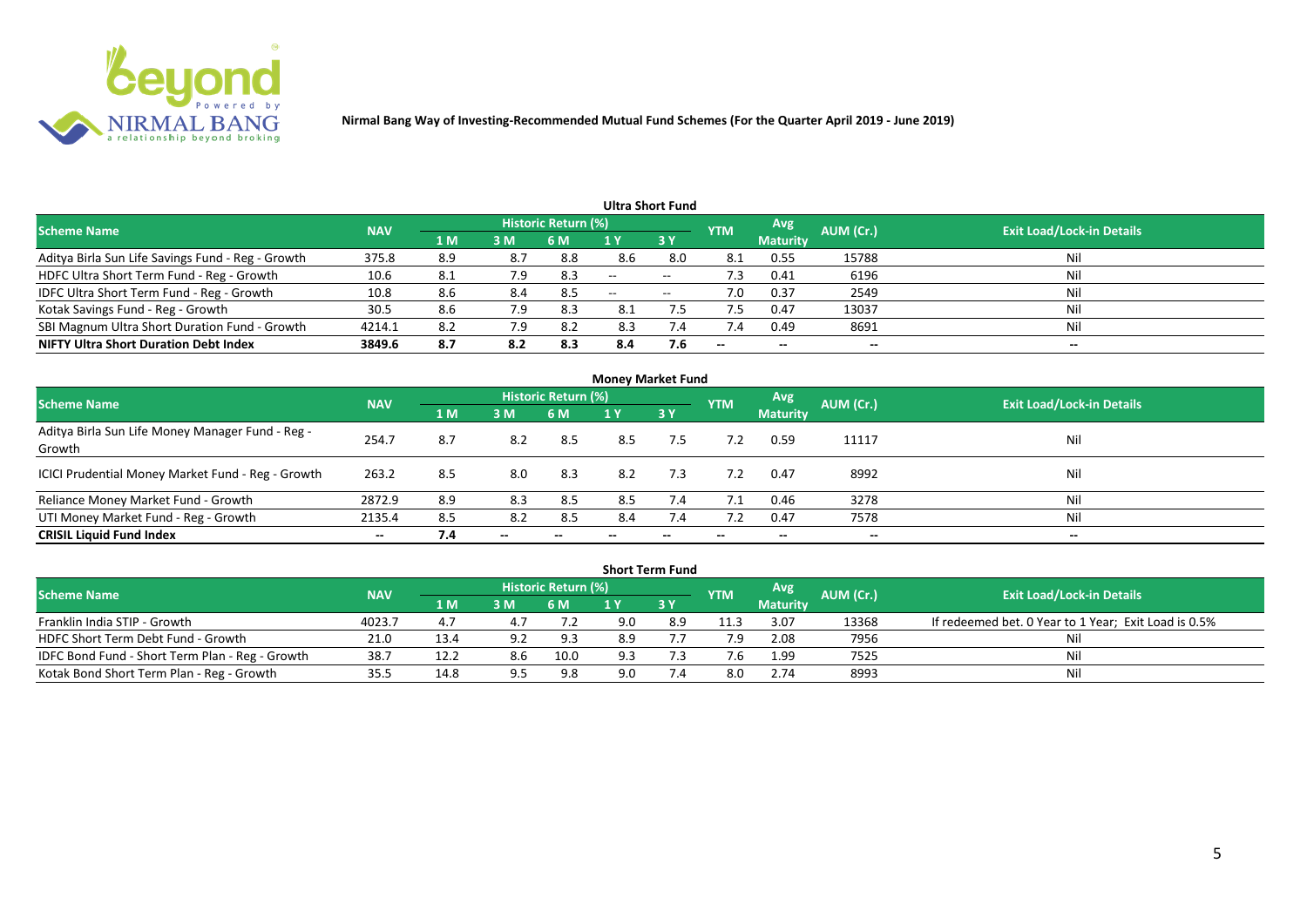**Nirmal Bang Way of Investing-Recommended Mutual Fund Schemes (For the Quarter April 2019 - June 2019)**

### Ultra Short Fund

| Scheme Name | NAV | Historic Return (%) | | | | | YTM | Avg Maturity | AUM (Cr.) | Exit Load/Lock-in Details |
|---|---|---|---|---|---|---|---|---|---|---|
| | | 1 M | 3 M | 6 M | 1 Y | 3 Y | | | | |
| Aditya Birla Sun Life Savings Fund - Reg - Growth | 375.8 | 8.9 | 8.7 | 8.8 | 8.6 | 8.0 | 8.1 | 0.55 | 15788 | Nil |
| HDFC Ultra Short Term Fund - Reg - Growth | 10.6 | 8.1 | 7.9 | 8.3 | -- | -- | 7.3 | 0.41 | 6196 | Nil |
| IDFC Ultra Short Term Fund - Reg - Growth | 10.8 | 8.6 | 8.4 | 8.5 | -- | -- | 7.0 | 0.37 | 2549 | Nil |
| Kotak Savings Fund - Reg - Growth | 30.5 | 8.6 | 7.9 | 8.3 | 8.1 | 7.5 | 7.5 | 0.47 | 13037 | Nil |
| SBI Magnum Ultra Short Duration Fund - Growth | 4214.1 | 8.2 | 7.9 | 8.2 | 8.3 | 7.4 | 7.4 | 0.49 | 8691 | Nil |
| **NIFTY Ultra Short Duration Debt Index** | **3849.6** | **8.7** | **8.2** | **8.3** | **8.4** | **7.6** | **--** | **--** | **--** | **--** |

### Money Market Fund

| Scheme Name | NAV | Historic Return (%) | | | | | YTM | Avg Maturity | AUM (Cr.) | Exit Load/Lock-in Details |
|---|---|---|---|---|---|---|---|---|---|---|
| | | 1 M | 3 M | 6 M | 1 Y | 3 Y | | | | |
| Aditya Birla Sun Life Money Manager Fund - Reg - Growth | 254.7 | 8.7 | 8.2 | 8.5 | 8.5 | 7.5 | 7.2 | 0.59 | 11117 | Nil |
| ICICI Prudential Money Market Fund - Reg - Growth | 263.2 | 8.5 | 8.0 | 8.3 | 8.2 | 7.3 | 7.2 | 0.47 | 8992 | Nil |
| Reliance Money Market Fund - Growth | 2872.9 | 8.9 | 8.3 | 8.5 | 8.5 | 7.4 | 7.1 | 0.46 | 3278 | Nil |
| UTI Money Market Fund - Reg - Growth | 2135.4 | 8.5 | 8.2 | 8.5 | 8.4 | 7.4 | 7.2 | 0.47 | 7578 | Nil |
| **CRISIL Liquid Fund Index** | **--** | **7.4** | **--** | **--** | **--** | **--** | **--** | **--** | **--** | **--** |

### Short Term Fund

| Scheme Name | NAV | Historic Return (%) | | | | | YTM | Avg Maturity | AUM (Cr.) | Exit Load/Lock-in Details |
|---|---|---|---|---|---|---|---|---|---|---|
| | | 1 M | 3 M | 6 M | 1 Y | 3 Y | | | | |
| Franklin India STIP - Growth | 4023.7 | 4.7 | 4.7 | 7.2 | 9.0 | 8.9 | 11.3 | 3.07 | 13368 | If redeemed bet. 0 Year to 1 Year; Exit Load is 0.5% |
| HDFC Short Term Debt Fund - Growth | 21.0 | 13.4 | 9.2 | 9.3 | 8.9 | 7.7 | 7.9 | 2.08 | 7956 | Nil |
| IDFC Bond Fund - Short Term Plan - Reg - Growth | 38.7 | 12.2 | 8.6 | 10.0 | 9.3 | 7.3 | 7.6 | 1.99 | 7525 | Nil |
| Kotak Bond Short Term Plan - Reg - Growth | 35.5 | 14.8 | 9.5 | 9.8 | 9.0 | 7.4 | 8.0 | 2.74 | 8993 | Nil |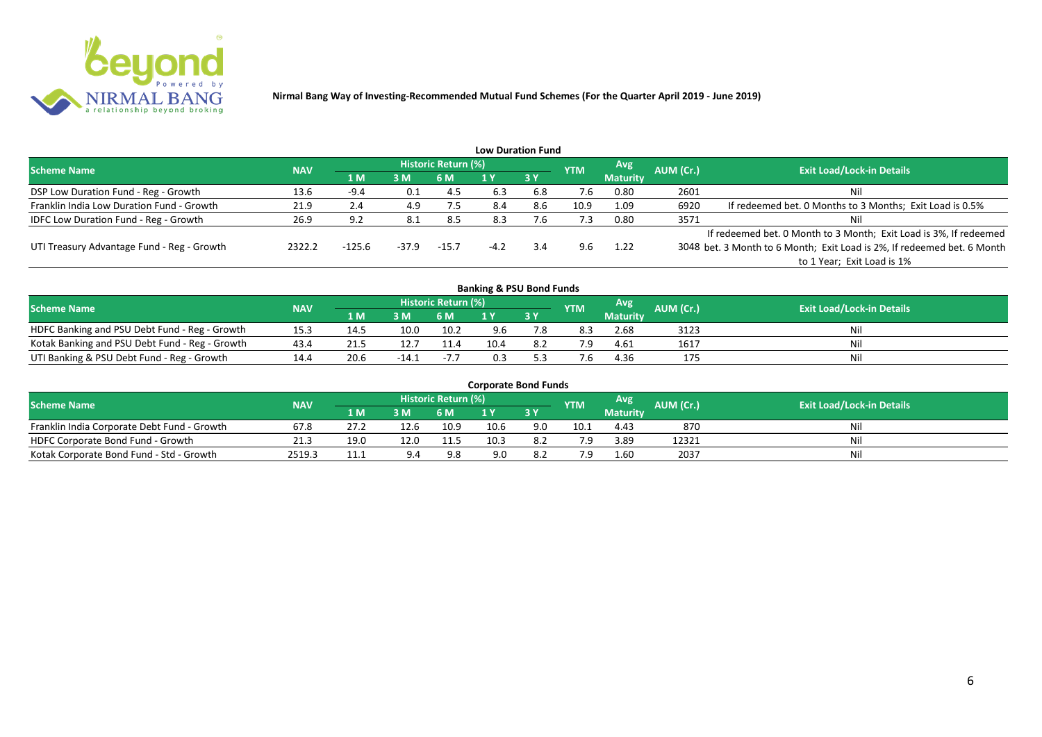**Nirmal Bang Way of Investing-Recommended Mutual Fund Schemes (For the Quarter April 2019 - June 2019)**

### Low Duration Fund

| Scheme Name | NAV | Historic Return (%) | | | | | YTM | Avg Maturity | AUM (Cr.) | Exit Load/Lock-in Details |
|---|---|---|---|---|---|---|---|---|---|---|
| | | 1 M | 3 M | 6 M | 1 Y | 3 Y | | | | |
| DSP Low Duration Fund - Reg - Growth | 13.6 | -9.4 | 0.1 | 4.5 | 6.3 | 6.8 | 7.6 | 0.80 | 2601 | Nil |
| Franklin India Low Duration Fund - Growth | 21.9 | 2.4 | 4.9 | 7.5 | 8.4 | 8.6 | 10.9 | 1.09 | 6920 | If redeemed bet. 0 Months to 3 Months; Exit Load is 0.5% |
| IDFC Low Duration Fund - Reg - Growth | 26.9 | 9.2 | 8.1 | 8.5 | 8.3 | 7.6 | 7.3 | 0.80 | 3571 | Nil |
| UTI Treasury Advantage Fund - Reg - Growth | 2322.2 | -125.6 | -37.9 | -15.7 | -4.2 | 3.4 | 9.6 | 1.22 | 3048 | If redeemed bet. 0 Month to 3 Month; Exit Load is 3%, If redeemed bet. 3 Month to 6 Month; Exit Load is 2%, If redeemed bet. 6 Month to 1 Year; Exit Load is 1% |

### Banking & PSU Bond Funds

| Scheme Name | NAV | Historic Return (%) | | | | | YTM | Avg Maturity | AUM (Cr.) | Exit Load/Lock-in Details |
|---|---|---|---|---|---|---|---|---|---|---|
| | | 1 M | 3 M | 6 M | 1 Y | 3 Y | | | | |
| HDFC Banking and PSU Debt Fund - Reg - Growth | 15.3 | 14.5 | 10.0 | 10.2 | 9.6 | 7.8 | 8.3 | 2.68 | 3123 | Nil |
| Kotak Banking and PSU Debt Fund - Reg - Growth | 43.4 | 21.5 | 12.7 | 11.4 | 10.4 | 8.2 | 7.9 | 4.61 | 1617 | Nil |
| UTI Banking & PSU Debt Fund - Reg - Growth | 14.4 | 20.6 | -14.1 | -7.7 | 0.3 | 5.3 | 7.6 | 4.36 | 175 | Nil |

### Corporate Bond Funds

| Scheme Name | NAV | Historic Return (%) | | | | | YTM | Avg Maturity | AUM (Cr.) | Exit Load/Lock-in Details |
|---|---|---|---|---|---|---|---|---|---|---|
| | | 1 M | 3 M | 6 M | 1 Y | 3 Y | | | | |
| Franklin India Corporate Debt Fund - Growth | 67.8 | 27.2 | 12.6 | 10.9 | 10.6 | 9.0 | 10.1 | 4.43 | 870 | Nil |
| HDFC Corporate Bond Fund - Growth | 21.3 | 19.0 | 12.0 | 11.5 | 10.3 | 8.2 | 7.9 | 3.89 | 12321 | Nil |
| Kotak Corporate Bond Fund - Std - Growth | 2519.3 | 11.1 | 9.4 | 9.8 | 9.0 | 8.2 | 7.9 | 1.60 | 2037 | Nil |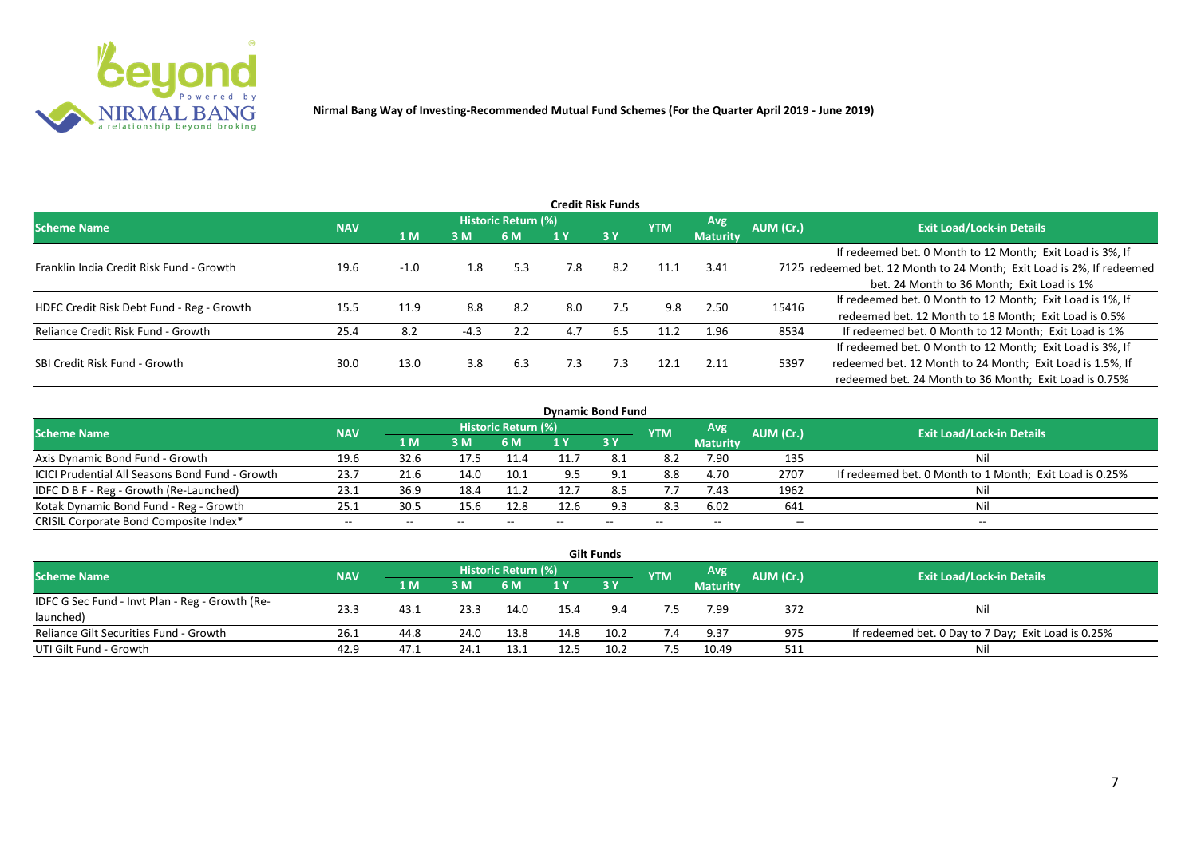**Nirmal Bang Way of Investing-Recommended Mutual Fund Schemes (For the Quarter April 2019 - June 2019)**

## Credit Risk Funds

| Scheme Name | NAV | Historic Return (%) | | | | | YTM | Avg Maturity | AUM (Cr.) | Exit Load/Lock-in Details |
|---|---|---|---|---|---|---|---|---|---|---|
| | | 1 M | 3 M | 6 M | 1 Y | 3 Y | | | | |
| Franklin India Credit Risk Fund - Growth | 19.6 | -1.0 | 1.8 | 5.3 | 7.8 | 8.2 | 11.1 | 3.41 | 7125 | If redeemed bet. 0 Month to 12 Month; Exit Load is 3%, If redeemed bet. 12 Month to 24 Month; Exit Load is 2%, If redeemed bet. 24 Month to 36 Month; Exit Load is 1% |
| HDFC Credit Risk Debt Fund - Reg - Growth | 15.5 | 11.9 | 8.8 | 8.2 | 8.0 | 7.5 | 9.8 | 2.50 | 15416 | If redeemed bet. 0 Month to 12 Month; Exit Load is 1%, If redeemed bet. 12 Month to 18 Month; Exit Load is 0.5% |
| Reliance Credit Risk Fund - Growth | 25.4 | 8.2 | -4.3 | 2.2 | 4.7 | 6.5 | 11.2 | 1.96 | 8534 | If redeemed bet. 0 Month to 12 Month; Exit Load is 1% |
| SBI Credit Risk Fund - Growth | 30.0 | 13.0 | 3.8 | 6.3 | 7.3 | 7.3 | 12.1 | 2.11 | 5397 | If redeemed bet. 0 Month to 12 Month; Exit Load is 3%, If redeemed bet. 12 Month to 24 Month; Exit Load is 1.5%, If redeemed bet. 24 Month to 36 Month; Exit Load is 0.75% |

## Dynamic Bond Fund

| Scheme Name | NAV | Historic Return (%) | | | | | YTM | Avg Maturity | AUM (Cr.) | Exit Load/Lock-in Details |
|---|---|---|---|---|---|---|---|---|---|---|
| | | 1 M | 3 M | 6 M | 1 Y | 3 Y | | | | |
| Axis Dynamic Bond Fund - Growth | 19.6 | 32.6 | 17.5 | 11.4 | 11.7 | 8.1 | 8.2 | 7.90 | 135 | Nil |
| ICICI Prudential All Seasons Bond Fund - Growth | 23.7 | 21.6 | 14.0 | 10.1 | 9.5 | 9.1 | 8.8 | 4.70 | 2707 | If redeemed bet. 0 Month to 1 Month; Exit Load is 0.25% |
| IDFC D B F - Reg - Growth (Re-Launched) | 23.1 | 36.9 | 18.4 | 11.2 | 12.7 | 8.5 | 7.7 | 7.43 | 1962 | Nil |
| Kotak Dynamic Bond Fund - Reg - Growth | 25.1 | 30.5 | 15.6 | 12.8 | 12.6 | 9.3 | 8.3 | 6.02 | 641 | Nil |
| CRISIL Corporate Bond Composite Index* | -- | -- | -- | -- | -- | -- | -- | -- | -- | -- |

## Gilt Funds

| Scheme Name | NAV | Historic Return (%) | | | | | YTM | Avg Maturity | AUM (Cr.) | Exit Load/Lock-in Details |
|---|---|---|---|---|---|---|---|---|---|---|
| | | 1 M | 3 M | 6 M | 1 Y | 3 Y | | | | |
| IDFC G Sec Fund - Invt Plan - Reg - Growth (Re-launched) | 23.3 | 43.1 | 23.3 | 14.0 | 15.4 | 9.4 | 7.5 | 7.99 | 372 | Nil |
| Reliance Gilt Securities Fund - Growth | 26.1 | 44.8 | 24.0 | 13.8 | 14.8 | 10.2 | 7.4 | 9.37 | 975 | If redeemed bet. 0 Day to 7 Day; Exit Load is 0.25% |
| UTI Gilt Fund - Growth | 42.9 | 47.1 | 24.1 | 13.1 | 12.5 | 10.2 | 7.5 | 10.49 | 511 | Nil |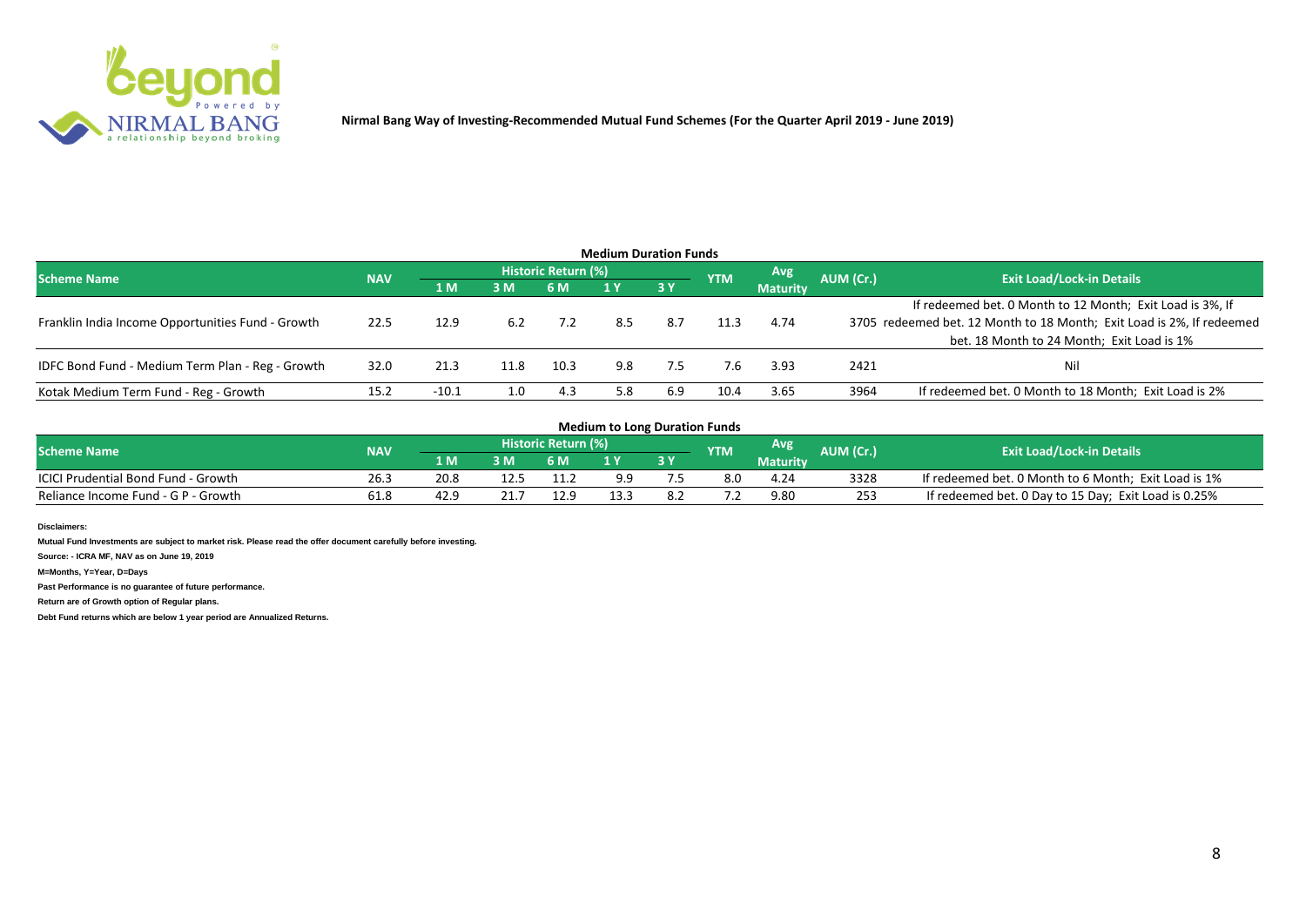Nirmal Bang Way of Investing-Recommended Mutual Fund Schemes (For the Quarter April 2019 - June 2019)

### Medium Duration Funds

| Scheme Name | NAV | Historic Return (%) | | | | | YTM | Avg Maturity | AUM (Cr.) | Exit Load/Lock-in Details |
|---|---|---|---|---|---|---|---|---|---|---|
| | | 1 M | 3 M | 6 M | 1 Y | 3 Y | | | | |
| Franklin India Income Opportunities Fund - Growth | 22.5 | 12.9 | 6.2 | 7.2 | 8.5 | 8.7 | 11.3 | 4.74 | 3705 | If redeemed bet. 0 Month to 12 Month; Exit Load is 3%, If redeemed bet. 12 Month to 18 Month; Exit Load is 2%, If redeemed bet. 18 Month to 24 Month; Exit Load is 1% |
| IDFC Bond Fund - Medium Term Plan - Reg - Growth | 32.0 | 21.3 | 11.8 | 10.3 | 9.8 | 7.5 | 7.6 | 3.93 | 2421 | Nil |
| Kotak Medium Term Fund - Reg - Growth | 15.2 | -10.1 | 1.0 | 4.3 | 5.8 | 6.9 | 10.4 | 3.65 | 3964 | If redeemed bet. 0 Month to 18 Month; Exit Load is 2% |

### Medium to Long Duration Funds

| Scheme Name | NAV | Historic Return (%) | | | | | YTM | Avg Maturity | AUM (Cr.) | Exit Load/Lock-in Details |
|---|---|---|---|---|---|---|---|---|---|---|
| | | 1 M | 3 M | 6 M | 1 Y | 3 Y | | | | |
| ICICI Prudential Bond Fund - Growth | 26.3 | 20.8 | 12.5 | 11.2 | 9.9 | 7.5 | 8.0 | 4.24 | 3328 | If redeemed bet. 0 Month to 6 Month; Exit Load is 1% |
| Reliance Income Fund - G P - Growth | 61.8 | 42.9 | 21.7 | 12.9 | 13.3 | 8.2 | 7.2 | 9.80 | 253 | If redeemed bet. 0 Day to 15 Day; Exit Load is 0.25% |

**Disclaimers:**

**Mutual Fund Investments are subject to market risk. Please read the offer document carefully before investing.**

**Source: - ICRA MF, NAV as on June 19, 2019**

**M=Months, Y=Year, D=Days**

**Past Performance is no guarantee of future performance.**

**Return are of Growth option of Regular plans.**

**Debt Fund returns which are below 1 year period are Annualized Returns.**